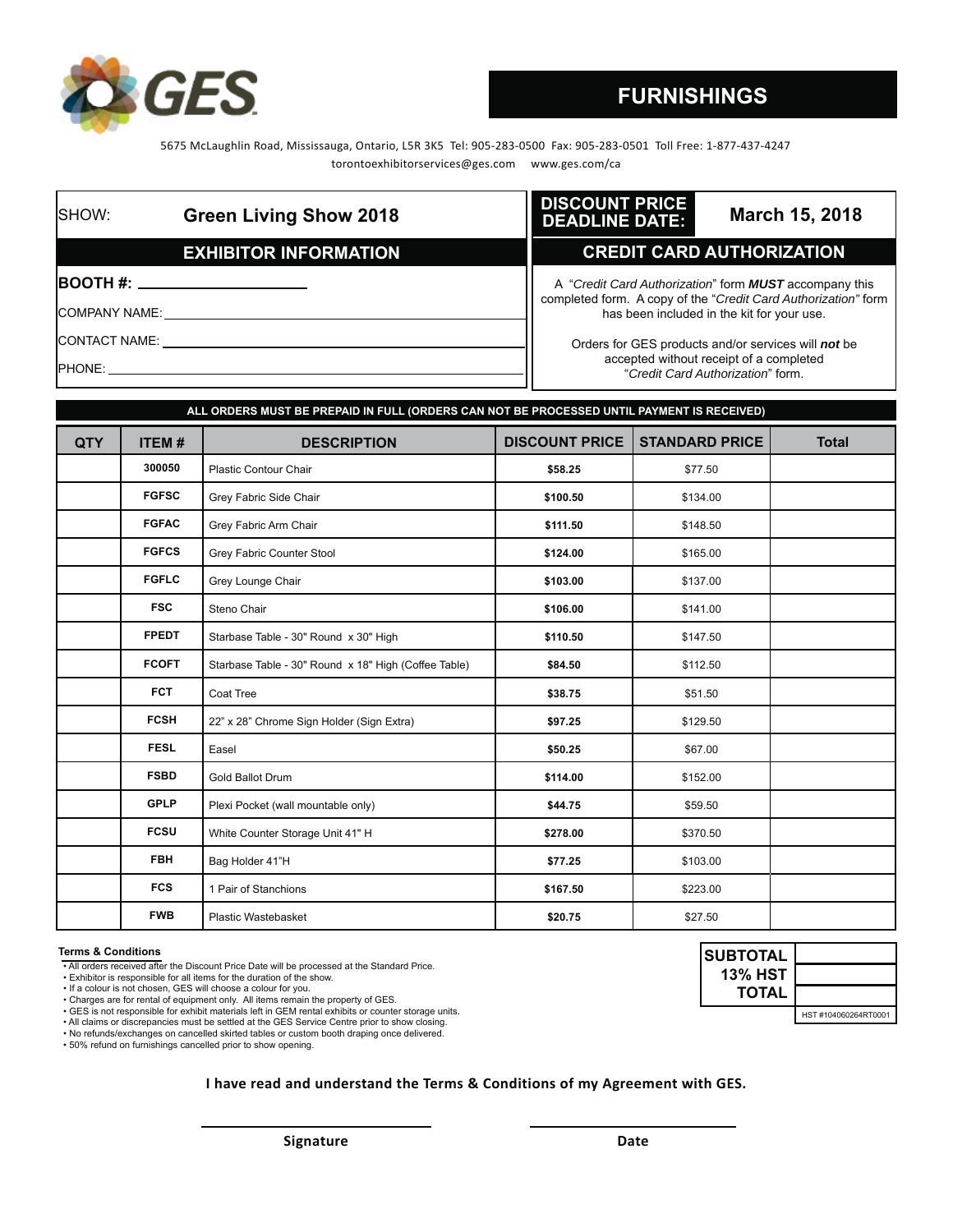GES

# FURNISHINGS

5675 McLaughlin Road, Mississauga, Ontario, L5R 3K5 Tel: 905-283-0500 Fax: 905-283-0501 Toll Free: 1-877-437-4247
torontoexhibitorservices@ges.com www.ges.com/ca

**SHOW:** **Green Living Show 2018**

**DISCOUNT PRICE DEADLINE DATE:** **March 15, 2018**

## EXHIBITOR INFORMATION

**BOOTH #:** ____________________

COMPANY NAME: ____________________

CONTACT NAME: ____________________

PHONE: ____________________

## CREDIT CARD AUTHORIZATION

A "*Credit Card Authorization*" form ***MUST*** accompany this completed form. A copy of the "*Credit Card Authorization"* form has been included in the kit for your use.

Orders for GES products and/or services will ***not*** be accepted without receipt of a completed "*Credit Card Authorization*" form.

**ALL ORDERS MUST BE PREPAID IN FULL (ORDERS CAN NOT BE PROCESSED UNTIL PAYMENT IS RECEIVED)**

| QTY | ITEM # | DESCRIPTION | DISCOUNT PRICE | STANDARD PRICE | Total |
|---|---|---|---|---|---|
| | **300050** | Plastic Contour Chair | **$58.25** | $77.50 | |
| | **FGFSC** | Grey Fabric Side Chair | **$100.50** | $134.00 | |
| | **FGFAC** | Grey Fabric Arm Chair | **$111.50** | $148.50 | |
| | **FGFCS** | Grey Fabric Counter Stool | **$124.00** | $165.00 | |
| | **FGFLC** | Grey Lounge Chair | **$103.00** | $137.00 | |
| | **FSC** | Steno Chair | **$106.00** | $141.00 | |
| | **FPEDT** | Starbase Table - 30" Round x 30" High | **$110.50** | $147.50 | |
| | **FCOFT** | Starbase Table - 30" Round x 18" High (Coffee Table) | **$84.50** | $112.50 | |
| | **FCT** | Coat Tree | **$38.75** | $51.50 | |
| | **FCSH** | 22" x 28" Chrome Sign Holder (Sign Extra) | **$97.25** | $129.50 | |
| | **FESL** | Easel | **$50.25** | $67.00 | |
| | **FSBD** | Gold Ballot Drum | **$114.00** | $152.00 | |
| | **GPLP** | Plexi Pocket (wall mountable only) | **$44.75** | $59.50 | |
| | **FCSU** | White Counter Storage Unit 41" H | **$278.00** | $370.50 | |
| | **FBH** | Bag Holder 41"H | **$77.25** | $103.00 | |
| | **FCS** | 1 Pair of Stanchions | **$167.50** | $223.00 | |
| | **FWB** | Plastic Wastebasket | **$20.75** | $27.50 | |

| | |
|---|---|
| **SUBTOTAL** | |
| **13% HST** | |
| **TOTAL** | |

HST #104060264RT0001

**Terms & Conditions**

- All orders received after the Discount Price Date will be processed at the Standard Price.
- Exhibitor is responsible for all items for the duration of the show.
- If a colour is not chosen, GES will choose a colour for you.
- Charges are for rental of equipment only. All items remain the property of GES.
- GES is not responsible for exhibit materials left in GEM rental exhibits or counter storage units.
- All claims or discrepancies must be settled at the GES Service Centre prior to show closing.
- No refunds/exchanges on cancelled skirted tables or custom booth draping once delivered.
- 50% refund on furnishings cancelled prior to show opening.

**I have read and understand the Terms & Conditions of my Agreement with GES.**

____________________ ____________________

**Signature** **Date**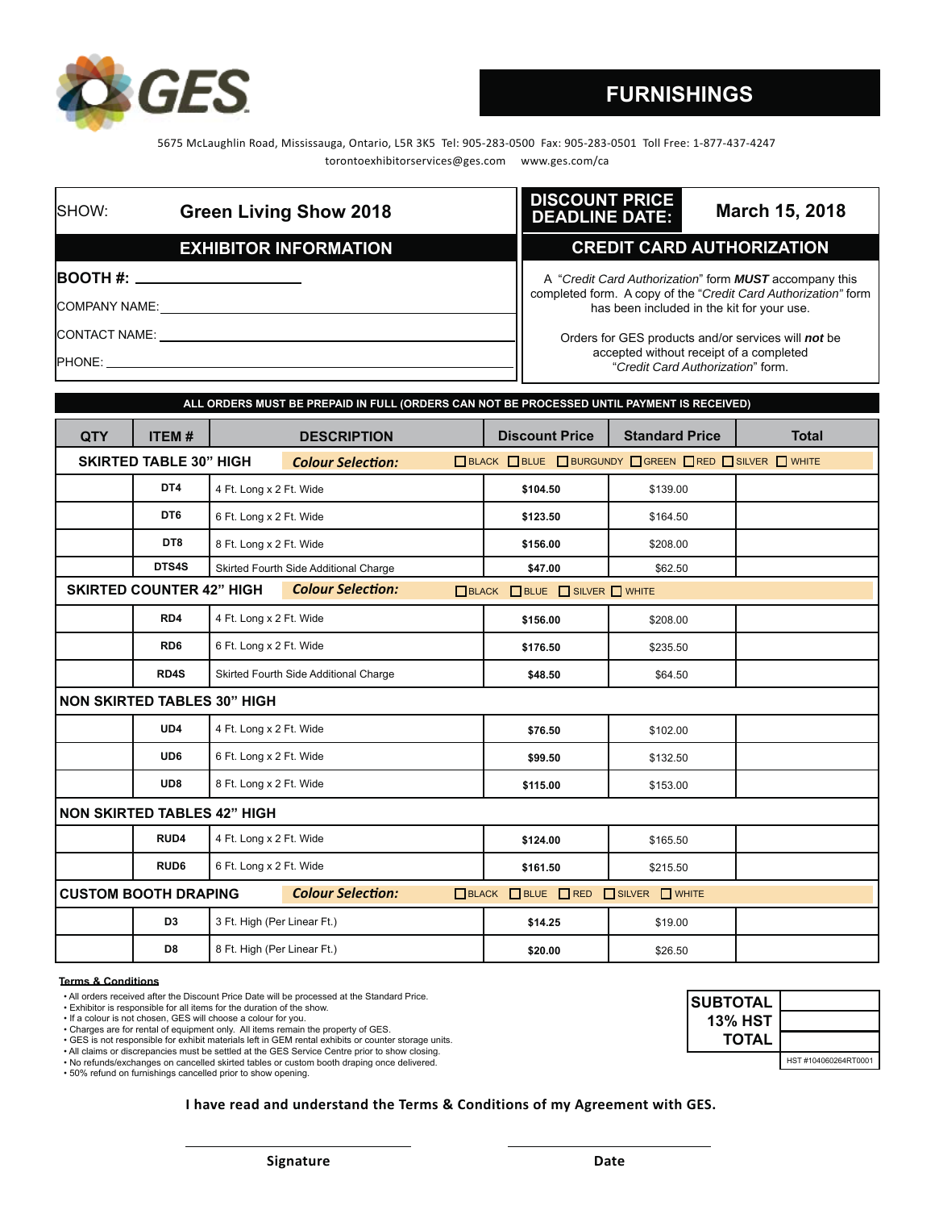GES

# FURNISHINGS

5675 McLaughlin Road, Mississauga, Ontario, L5R 3K5 Tel: 905-283-0500 Fax: 905-283-0501 Toll Free: 1-877-437-4247
torontoexhibitorservices@ges.com www.ges.com/ca

SHOW: **Green Living Show 2018**

**DISCOUNT PRICE DEADLINE DATE: March 15, 2018**

## EXHIBITOR INFORMATION

**BOOTH #:** ____________________

COMPANY NAME: ____________________

CONTACT NAME: ____________________

PHONE: ____________________

## CREDIT CARD AUTHORIZATION

A "*Credit Card Authorization*" form ***MUST*** accompany this completed form. A copy of the "*Credit Card Authorization*" form has been included in the kit for your use.

Orders for GES products and/or services will ***not*** be accepted without receipt of a completed "*Credit Card Authorization*" form.

**ALL ORDERS MUST BE PREPAID IN FULL (ORDERS CAN NOT BE PROCESSED UNTIL PAYMENT IS RECEIVED)**

| QTY | ITEM # | DESCRIPTION | Discount Price | Standard Price | Total |
|---|---|---|---|---|---|
| **SKIRTED TABLE 30" HIGH** | | ***Colour Selection:*** ☐ BLACK ☐ BLUE ☐ BURGUNDY ☐ GREEN ☐ RED ☐ SILVER ☐ WHITE | | | |
| | DT4 | 4 Ft. Long x 2 Ft. Wide | $104.50 | $139.00 | |
| | DT6 | 6 Ft. Long x 2 Ft. Wide | $123.50 | $164.50 | |
| | DT8 | 8 Ft. Long x 2 Ft. Wide | $156.00 | $208.00 | |
| | DTS4S | Skirted Fourth Side Additional Charge | $47.00 | $62.50 | |
| **SKIRTED COUNTER 42" HIGH** | | ***Colour Selection:*** ☐ BLACK ☐ BLUE ☐ SILVER ☐ WHITE | | | |
| | RD4 | 4 Ft. Long x 2 Ft. Wide | $156.00 | $208.00 | |
| | RD6 | 6 Ft. Long x 2 Ft. Wide | $176.50 | $235.50 | |
| | RD4S | Skirted Fourth Side Additional Charge | $48.50 | $64.50 | |
| **NON SKIRTED TABLES 30" HIGH** | | | | | |
| | UD4 | 4 Ft. Long x 2 Ft. Wide | $76.50 | $102.00 | |
| | UD6 | 6 Ft. Long x 2 Ft. Wide | $99.50 | $132.50 | |
| | UD8 | 8 Ft. Long x 2 Ft. Wide | $115.00 | $153.00 | |
| **NON SKIRTED TABLES 42" HIGH** | | | | | |
| | RUD4 | 4 Ft. Long x 2 Ft. Wide | $124.00 | $165.50 | |
| | RUD6 | 6 Ft. Long x 2 Ft. Wide | $161.50 | $215.50 | |
| **CUSTOM BOOTH DRAPING** | | ***Colour Selection:*** ☐ BLACK ☐ BLUE ☐ RED ☐ SILVER ☐ WHITE | | | |
| | D3 | 3 Ft. High (Per Linear Ft.) | $14.25 | $19.00 | |
| | D8 | 8 Ft. High (Per Linear Ft.) | $20.00 | $26.50 | |

**Terms & Conditions**

- All orders received after the Discount Price Date will be processed at the Standard Price.
- Exhibitor is responsible for all items for the duration of the show.
- If a colour is not chosen, GES will choose a colour for you.
- Charges are for rental of equipment only. All items remain the property of GES.
- GES is not responsible for exhibit materials left in GEM rental exhibits or counter storage units.
- All claims or discrepancies must be settled at the GES Service Centre prior to show closing.
- No refunds/exchanges on cancelled skirted tables or custom booth draping once delivered.
- 50% refund on furnishings cancelled prior to show opening.

| | |
|---|---|
| **SUBTOTAL** | |
| **13% HST** | |
| **TOTAL** | |

HST #104060264RT0001

**I have read and understand the Terms & Conditions of my Agreement with GES.**

____________________ ____________________

**Signature** **Date**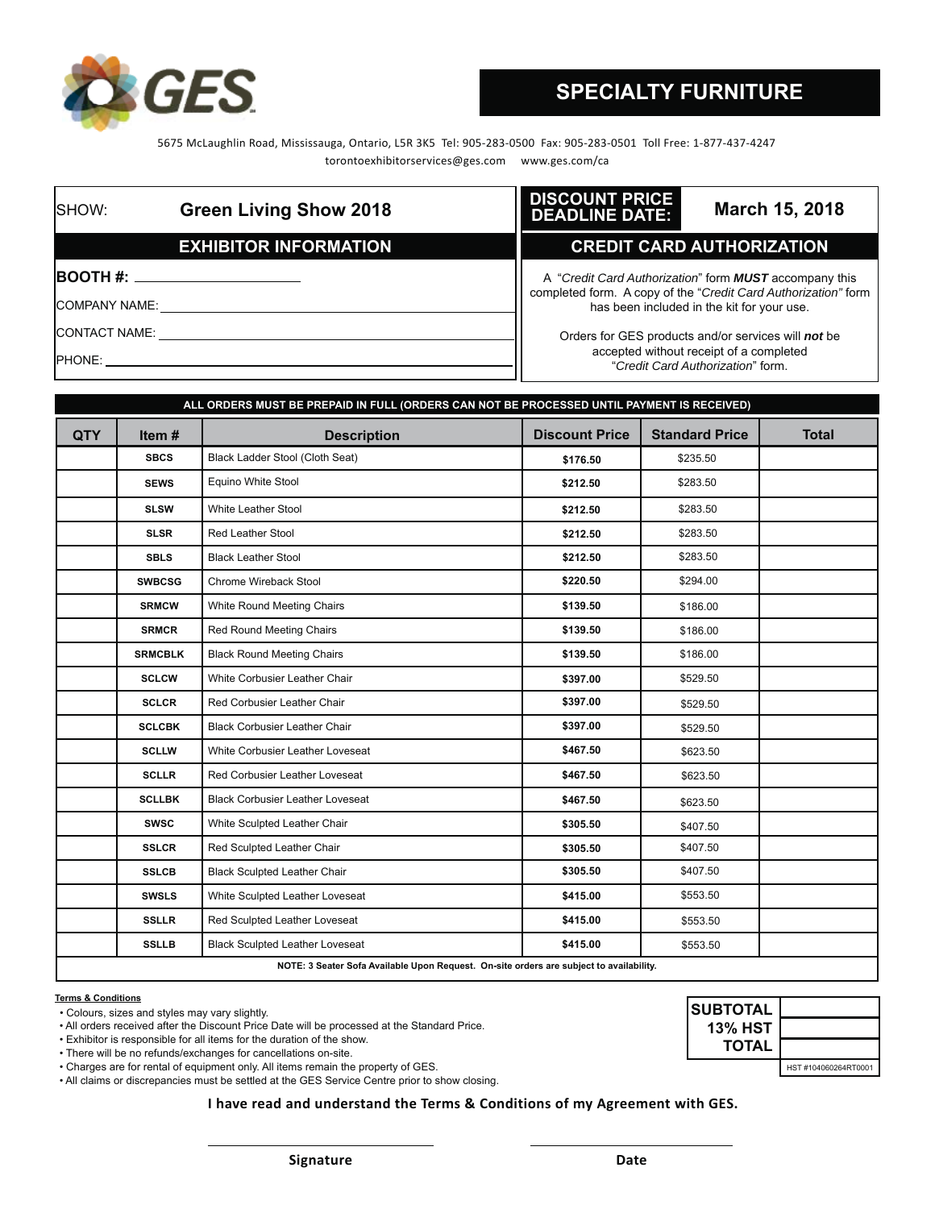GES

# SPECIALTY FURNITURE

5675 McLaughlin Road, Mississauga, Ontario, L5R 3K5 Tel: 905-283-0500 Fax: 905-283-0501 Toll Free: 1-877-437-4247
torontoexhibitorservices@ges.com www.ges.com/ca

SHOW: **Green Living Show 2018**

**DISCOUNT PRICE DEADLINE DATE:** **March 15, 2018**

## EXHIBITOR INFORMATION

**BOOTH #:** ____________________

COMPANY NAME: ____________________

CONTACT NAME: ____________________

PHONE: ____________________

## CREDIT CARD AUTHORIZATION

A "*Credit Card Authorization*" form ***MUST*** accompany this completed form. A copy of the "*Credit Card Authorization"* form has been included in the kit for your use.

Orders for GES products and/or services will ***not*** be accepted without receipt of a completed "*Credit Card Authorization*" form.

**ALL ORDERS MUST BE PREPAID IN FULL (ORDERS CAN NOT BE PROCESSED UNTIL PAYMENT IS RECEIVED)**

| QTY | Item # | Description | Discount Price | Standard Price | Total |
|---|---|---|---|---|---|
| | **SBCS** | Black Ladder Stool (Cloth Seat) | **$176.50** | $235.50 | |
| | **SEWS** | Equino White Stool | **$212.50** | $283.50 | |
| | **SLSW** | White Leather Stool | **$212.50** | $283.50 | |
| | **SLSR** | Red Leather Stool | **$212.50** | $283.50 | |
| | **SBLS** | Black Leather Stool | **$212.50** | $283.50 | |
| | **SWBCSG** | Chrome Wireback Stool | **$220.50** | $294.00 | |
| | **SRMCW** | White Round Meeting Chairs | **$139.50** | $186.00 | |
| | **SRMCR** | Red Round Meeting Chairs | **$139.50** | $186.00 | |
| | **SRMCBLK** | Black Round Meeting Chairs | **$139.50** | $186.00 | |
| | **SCLCW** | White Corbusier Leather Chair | **$397.00** | $529.50 | |
| | **SCLCR** | Red Corbusier Leather Chair | **$397.00** | $529.50 | |
| | **SCLCBK** | Black Corbusier Leather Chair | **$397.00** | $529.50 | |
| | **SCLLW** | White Corbusier Leather Loveseat | **$467.50** | $623.50 | |
| | **SCLLR** | Red Corbusier Leather Loveseat | **$467.50** | $623.50 | |
| | **SCLLBK** | Black Corbusier Leather Loveseat | **$467.50** | $623.50 | |
| | **SWSC** | White Sculpted Leather Chair | **$305.50** | $407.50 | |
| | **SSLCR** | Red Sculpted Leather Chair | **$305.50** | $407.50 | |
| | **SSLCB** | Black Sculpted Leather Chair | **$305.50** | $407.50 | |
| | **SWSLS** | White Sculpted Leather Loveseat | **$415.00** | $553.50 | |
| | **SSLLR** | Red Sculpted Leather Loveseat | **$415.00** | $553.50 | |
| | **SSLLB** | Black Sculpted Leather Loveseat | **$415.00** | $553.50 | |

**NOTE: 3 Seater Sofa Available Upon Request. On-site orders are subject to availability.**

**Terms & Conditions**

- Colours, sizes and styles may vary slightly.
- All orders received after the Discount Price Date will be processed at the Standard Price.
- Exhibitor is responsible for all items for the duration of the show.
- There will be no refunds/exchanges for cancellations on-site.
- Charges are for rental of equipment only. All items remain the property of GES.
- All claims or discrepancies must be settled at the GES Service Centre prior to show closing.

| | |
|---|---|
| **SUBTOTAL** | |
| **13% HST** | |
| **TOTAL** | |

HST #104060264RT0001

**I have read and understand the Terms & Conditions of my Agreement with GES.**

____________________ ____________________

**Signature** **Date**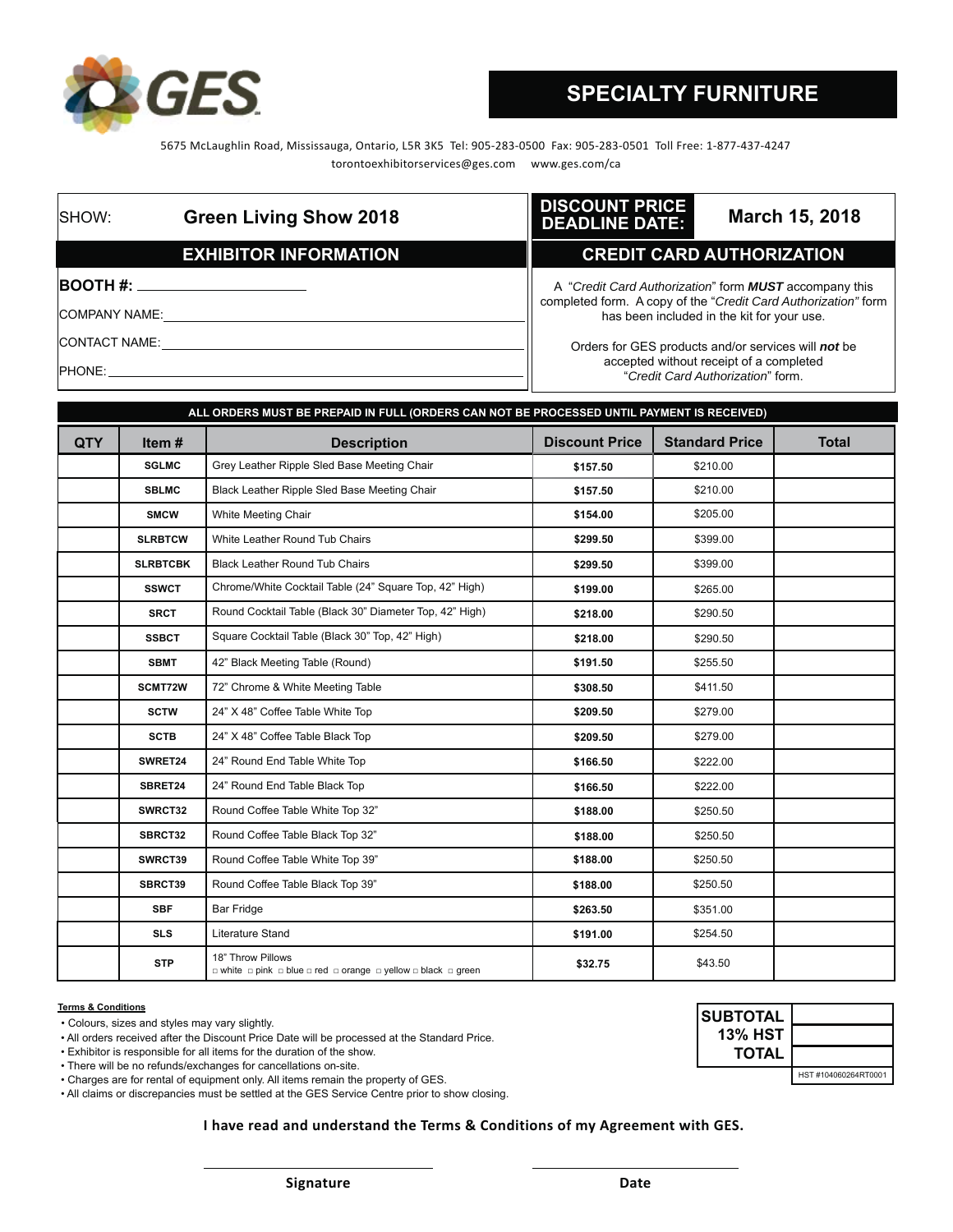# SPECIALTY FURNITURE

5675 McLaughlin Road, Mississauga, Ontario, L5R 3K5 Tel: 905-283-0500 Fax: 905-283-0501 Toll Free: 1-877-437-4247
torontoexhibitorservices@ges.com www.ges.com/ca

SHOW: **Green Living Show 2018**

**DISCOUNT PRICE DEADLINE DATE: March 15, 2018**

## EXHIBITOR INFORMATION

**BOOTH #:** ____________________

COMPANY NAME: ____________________

CONTACT NAME: ____________________

PHONE: ____________________

## CREDIT CARD AUTHORIZATION

A "*Credit Card Authorization*" form ***MUST*** accompany this completed form. A copy of the "*Credit Card Authorization*" form has been included in the kit for your use.

Orders for GES products and/or services will ***not*** be accepted without receipt of a completed "*Credit Card Authorization*" form.

**ALL ORDERS MUST BE PREPAID IN FULL (ORDERS CAN NOT BE PROCESSED UNTIL PAYMENT IS RECEIVED)**

| QTY | Item # | Description | Discount Price | Standard Price | Total |
|---|---|---|---|---|---|
| | **SGLMC** | Grey Leather Ripple Sled Base Meeting Chair | **$157.50** | $210.00 | |
| | **SBLMC** | Black Leather Ripple Sled Base Meeting Chair | **$157.50** | $210.00 | |
| | **SMCW** | White Meeting Chair | **$154.00** | $205.00 | |
| | **SLRBTCW** | White Leather Round Tub Chairs | **$299.50** | $399.00 | |
| | **SLRBTCBK** | Black Leather Round Tub Chairs | **$299.50** | $399.00 | |
| | **SSWCT** | Chrome/White Cocktail Table (24" Square Top, 42" High) | **$199.00** | $265.00 | |
| | **SRCT** | Round Cocktail Table (Black 30" Diameter Top, 42" High) | **$218.00** | $290.50 | |
| | **SSBCT** | Square Cocktail Table (Black 30" Top, 42" High) | **$218.00** | $290.50 | |
| | **SBMT** | 42" Black Meeting Table (Round) | **$191.50** | $255.50 | |
| | **SCMT72W** | 72" Chrome & White Meeting Table | **$308.50** | $411.50 | |
| | **SCTW** | 24" X 48" Coffee Table White Top | **$209.50** | $279.00 | |
| | **SCTB** | 24" X 48" Coffee Table Black Top | **$209.50** | $279.00 | |
| | **SWRET24** | 24" Round End Table White Top | **$166.50** | $222.00 | |
| | **SBRET24** | 24" Round End Table Black Top | **$166.50** | $222.00 | |
| | **SWRCT32** | Round Coffee Table White Top 32" | **$188.00** | $250.50 | |
| | **SBRCT32** | Round Coffee Table Black Top 32" | **$188.00** | $250.50 | |
| | **SWRCT39** | Round Coffee Table White Top 39" | **$188.00** | $250.50 | |
| | **SBRCT39** | Round Coffee Table Black Top 39" | **$188.00** | $250.50 | |
| | **SBF** | Bar Fridge | **$263.50** | $351.00 | |
| | **SLS** | Literature Stand | **$191.00** | $254.50 | |
| | **STP** | 18" Throw Pillows ☐ white ☐ pink ☐ blue ☐ red ☐ orange ☐ yellow ☐ black ☐ green | **$32.75** | $43.50 | |

**Terms & Conditions**

- Colours, sizes and styles may vary slightly.
- All orders received after the Discount Price Date will be processed at the Standard Price.
- Exhibitor is responsible for all items for the duration of the show.
- There will be no refunds/exchanges for cancellations on-site.
- Charges are for rental of equipment only. All items remain the property of GES.
- All claims or discrepancies must be settled at the GES Service Centre prior to show closing.

| | |
|---|---|
| **SUBTOTAL** | |
| **13% HST** | |
| **TOTAL** | |

HST #104060264RT0001

**I have read and understand the Terms & Conditions of my Agreement with GES.**

____________________ ____________________

**Signature** **Date**